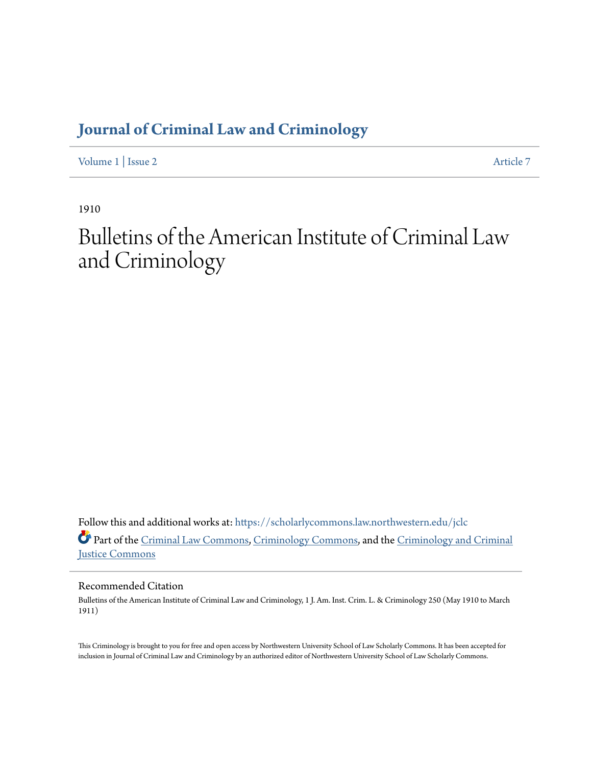# Journal of Criminal Law and Criminology

Volume 1 | Issue 2 Article 7

1910

# Bulletins of the American Institute of Criminal Law and Criminology

Follow this and additional works at: https://scholarlycommons.law.northwestern.edu/jclc

Part of the Criminal Law Commons, Criminology Commons, and the Criminology and Criminal Justice Commons

## Recommended Citation

Bulletins of the American Institute of Criminal Law and Criminology, 1 J. Am. Inst. Crim. L. & Criminology 250 (May 1910 to March 1911)

This Criminology is brought to you for free and open access by Northwestern University School of Law Scholarly Commons. It has been accepted for inclusion in Journal of Criminal Law and Criminology by an authorized editor of Northwestern University School of Law Scholarly Commons.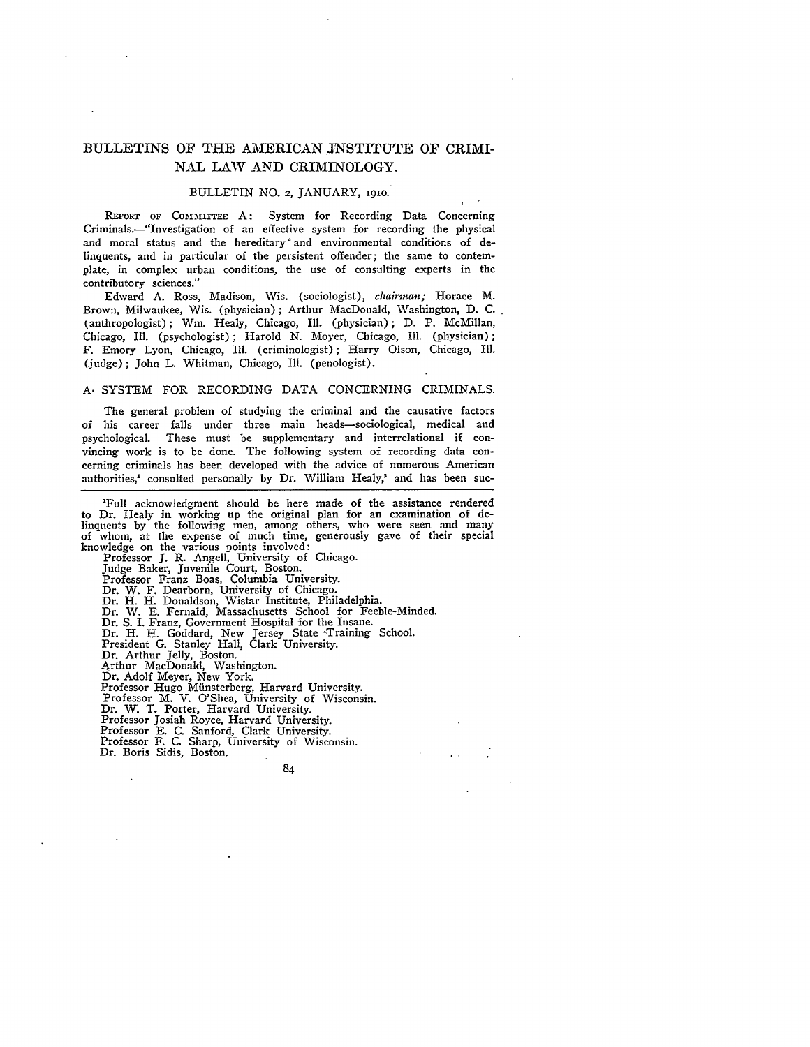# BULLETINS OF THE AMERICAN INSTITUTE OF CRIMINAL LAW AND CRIMINOLOGY.

## BULLETIN NO. 2, JANUARY, 1910.

REPORT OF COMMITTEE A: System for Recording Data Concerning Criminals.—"Investigation of an effective system for recording the physical and moral status and the hereditary and environmental conditions of delinquents, and in particular of the persistent offender; the same to contemplate, in complex urban conditions, the use of consulting experts in the contributory sciences."

Edward A. Ross, Madison, Wis. (sociologist), *chairman;* Horace M. Brown, Milwaukee, Wis. (physician); Arthur MacDonald, Washington, D. C. (anthropologist); Wm. Healy, Chicago, Ill. (physician); D. P. McMillan, Chicago, Ill. (psychologist); Harold N. Moyer, Chicago, Ill. (physician); F. Emory Lyon, Chicago, Ill. (criminologist); Harry Olson, Chicago, Ill. (judge); John L. Whitman, Chicago, Ill. (penologist).

## A SYSTEM FOR RECORDING DATA CONCERNING CRIMINALS.

The general problem of studying the criminal and the causative factors of his career falls under three main heads—sociological, medical and psychological. These must be supplementary and interrelational if convincing work is to be done. The following system of recording data concerning criminals has been developed with the advice of numerous American authorities,[1] consulted personally by Dr. William Healy,[2] and has been suc-

---

[1]Full acknowledgment should be here made of the assistance rendered to Dr. Healy in working up the original plan for an examination of delinquents by the following men, among others, who were seen and many of whom, at the expense of much time, generously gave of their special knowledge on the various points involved:

Professor J. R. Angell, University of Chicago.
Judge Baker, Juvenile Court, Boston.
Professor Franz Boas, Columbia University.
Dr. W. F. Dearborn, University of Chicago.
Dr. H. H. Donaldson, Wistar Institute, Philadelphia.
Dr. W. E. Fernald, Massachusetts School for Feeble-Minded.
Dr. S. I. Franz, Government Hospital for the Insane.
Dr. H. H. Goddard, New Jersey State Training School.
President G. Stanley Hall, Clark University.
Dr. Arthur Jelly, Boston.
Arthur MacDonald, Washington.
Dr. Adolf Meyer, New York.
Professor Hugo Münsterberg, Harvard University.
Professor M. V. O'Shea, University of Wisconsin.
Dr. W. T. Porter, Harvard University.
Professor Josiah Royce, Harvard University.
Professor E. C. Sanford, Clark University.
Professor F. C. Sharp, University of Wisconsin.
Dr. Boris Sidis, Boston.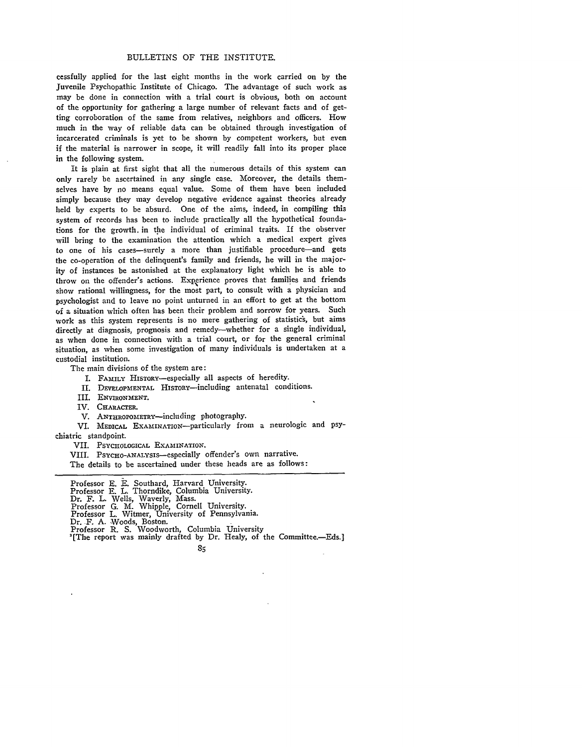cessfully applied for the last eight months in the work carried on by the Juvenile Psychopathic Institute of Chicago. The advantage of such work as may be done in connection with a trial court is obvious, both on account of the opportunity for gathering a large number of relevant facts and of getting corroboration of the same from relatives, neighbors and officers. How much in the way of reliable data can be obtained through investigation of incarcerated criminals is yet to be shown by competent workers, but even if the material is narrower in scope, it will readily fall into its proper place in the following system.

It is plain at first sight that all the numerous details of this system can only rarely be ascertained in any single case. Moreover, the details themselves have by no means equal value. Some of them have been included simply because they may develop negative evidence against theories already held by experts to be absurd. One of the aims, indeed, in compiling this system of records has been to include practically all the hypothetical foundations for the growth in the individual of criminal traits. If the observer will bring to the examination the attention which a medical expert gives to one of his cases—surely a more than justifiable procedure—and gets the co-operation of the delinquent's family and friends, he will in the majority of instances be astonished at the explanatory light which he is able to throw on the offender's actions. Experience proves that families and friends show rational willingness, for the most part, to consult with a physician and psychologist and to leave no point unturned in an effort to get at the bottom of a situation which often has been their problem and sorrow for years. Such work as this system represents is no mere gathering of statistics, but aims directly at diagnosis, prognosis and remedy—whether for a single individual, as when done in connection with a trial court, or for the general criminal situation, as when some investigation of many individuals is undertaken at a custodial institution.

The main divisions of the system are:

I. Family History—especially all aspects of heredity.

II. Developmental History—including antenatal conditions.

III. Environment.

IV. Character.

V. Anthropometry—including photography.

VI. Medical Examination—particularly from a neurologic and psychiatric standpoint.

VII. Psychological Examination.

VIII. Psycho-analysis—especially offender's own narrative.

The details to be ascertained under these heads are as follows:

---

Professor E. E. Southard, Harvard University.
Professor E. L. Thorndike, Columbia University.
Dr. F. L. Wells, Waverly, Mass.
Professor G. M. Whipple, Cornell University.
Professor L. Witmer, University of Pennsylvania.
Dr. F. A. Woods, Boston.
Professor R. S. Woodworth, Columbia University

[2][The report was mainly drafted by Dr. Healy, of the Committee.—Eds.]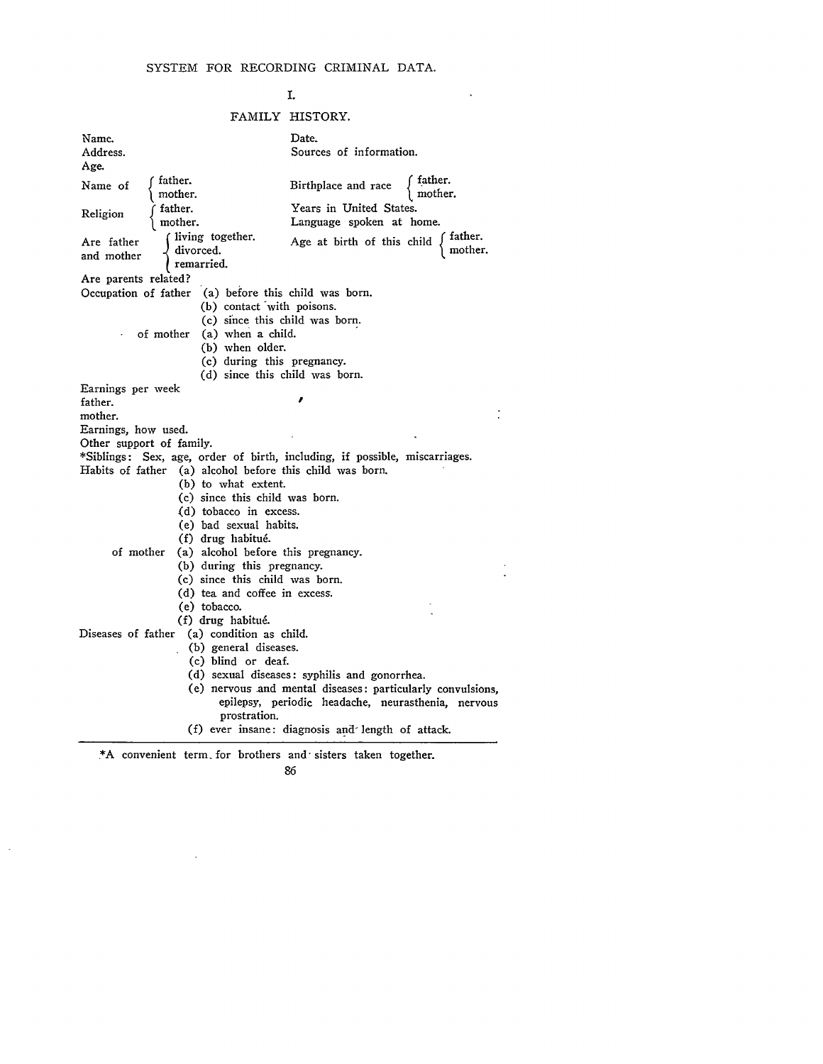# SYSTEM FOR RECORDING CRIMINAL DATA.

## I.

## FAMILY HISTORY.

Name.
Address.
Age.

Date.
Sources of information.

Name of { father. / mother.

Birthplace and race { father. / mother.

Religion { father. / mother.

Years in United States.
Language spoken at home.

Are father and mother { living together. / divorced. / remarried.

Age at birth of this child { father. / mother.

Are parents related?

Occupation of father
- (a) before this child was born.
- (b) contact with poisons.
- (c) since this child was born.

of mother
- (a) when a child.
- (b) when older.
- (c) during this pregnancy.
- (d) since this child was born.

Earnings per week
father.
mother.
Earnings, how used.
Other support of family.
*Siblings: Sex, age, order of birth, including, if possible, miscarriages.

Habits of father
- (a) alcohol before this child was born.
- (b) to what extent.
- (c) since this child was born.
- (d) tobacco in excess.
- (e) bad sexual habits.
- (f) drug habitué.

of mother
- (a) alcohol before this pregnancy.
- (b) during this pregnancy.
- (c) since this child was born.
- (d) tea and coffee in excess.
- (e) tobacco.
- (f) drug habitué.

Diseases of father
- (a) condition as child.
- (b) general diseases.
- (c) blind or deaf.
- (d) sexual diseases: syphilis and gonorrhea.
- (e) nervous and mental diseases: particularly convulsions, epilepsy, periodic headache, neurasthenia, nervous prostration.
- (f) ever insane: diagnosis and length of attack.

---

*A convenient term for brothers and sisters taken together.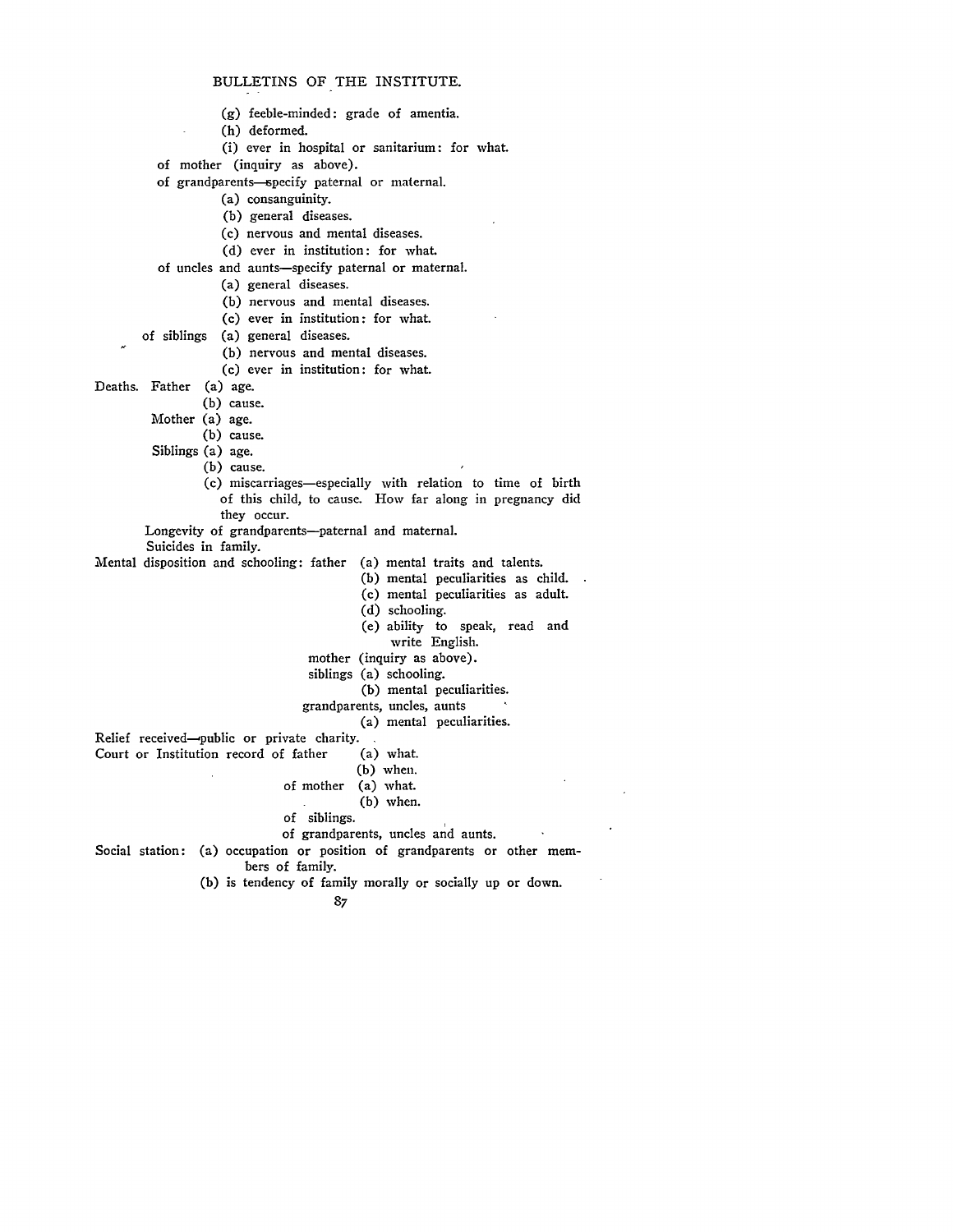- (g) feeble-minded: grade of amentia.
- (h) deformed.
- (i) ever in hospital or sanitarium: for what.

of mother (inquiry as above).

of grandparents—specify paternal or maternal.

- (a) consanguinity.
- (b) general diseases.
- (c) nervous and mental diseases.
- (d) ever in institution: for what.

of uncles and aunts—specify paternal or maternal.

- (a) general diseases.
- (b) nervous and mental diseases.
- (c) ever in institution: for what.

of siblings

- (a) general diseases.
- (b) nervous and mental diseases.
- (c) ever in institution: for what.

Deaths. Father

- (a) age.
- (b) cause.

Mother

- (a) age.
- (b) cause.

Siblings

- (a) age.
- (b) cause.
- (c) miscarriages—especially with relation to time of birth of this child, to cause. How far along in pregnancy did they occur.

Longevity of grandparents—paternal and maternal.

Suicides in family.

Mental disposition and schooling: father

- (a) mental traits and talents.
- (b) mental peculiarities as child.
- (c) mental peculiarities as adult.
- (d) schooling.
- (e) ability to speak, read and write English.

mother (inquiry as above).

siblings

- (a) schooling.
- (b) mental peculiarities.

grandparents, uncles, aunts

- (a) mental peculiarities.

Relief received—public or private charity.

Court or Institution record of father

- (a) what.
- (b) when.

of mother

- (a) what.
- (b) when.

of siblings.

of grandparents, uncles and aunts.

Social station:

- (a) occupation or position of grandparents or other members of family.
- (b) is tendency of family morally or socially up or down.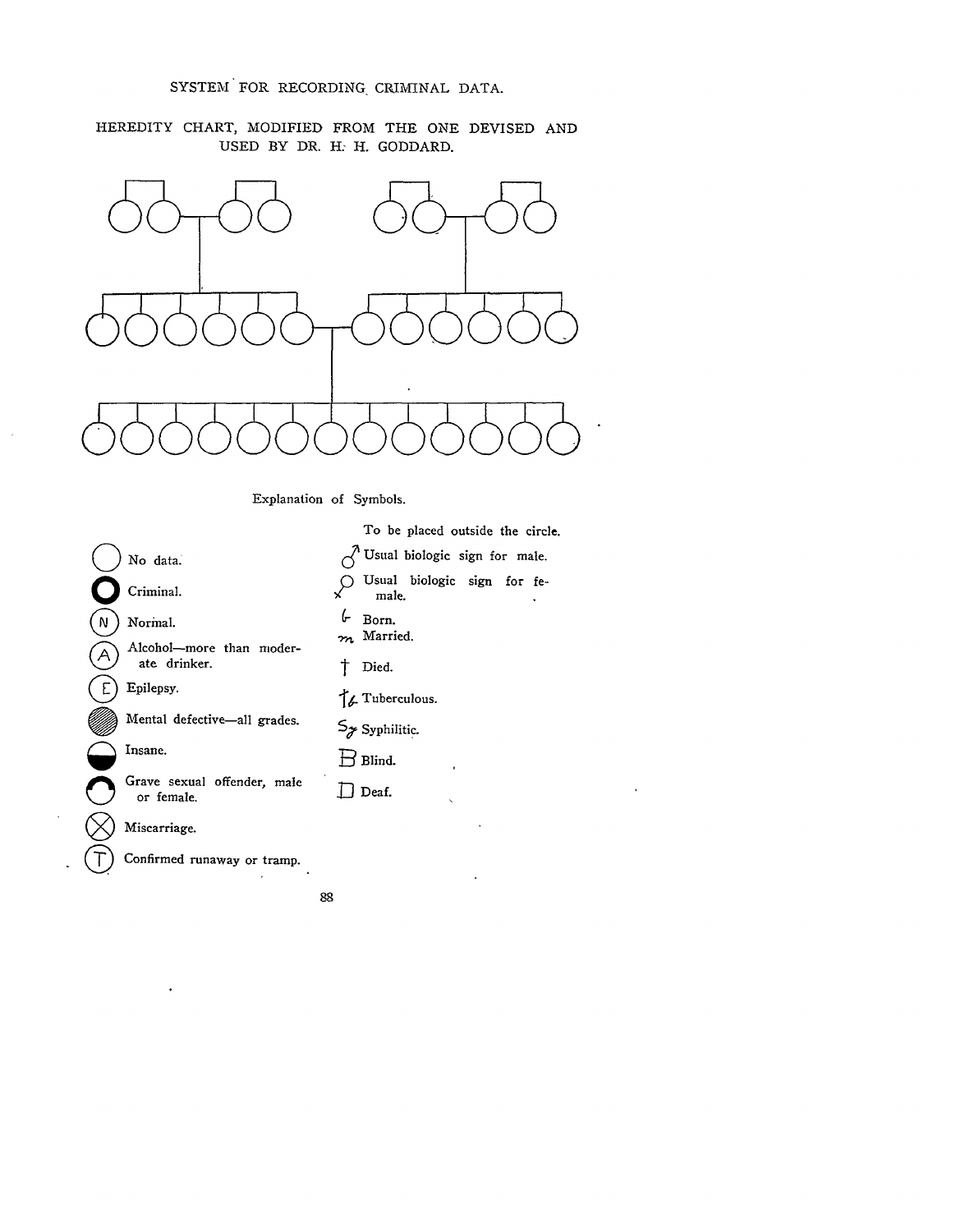SYSTEM FOR RECORDING CRIMINAL DATA.

HEREDITY CHART, MODIFIED FROM THE ONE DEVISED AND USED BY DR. H. H. GODDARD.

Explanation of Symbols.

No data.

Criminal.

Normal.

Alcohol—more than moderate drinker.

Epilepsy.

Mental defective—all grades.

Insane.

Grave sexual offender, male or female.

Miscarriage.

Confirmed runaway or tramp.

To be placed outside the circle.

♂ Usual biologic sign for male.

♀ Usual biologic sign for female.

b Born.

m Married.

† Died.

†b Tuberculous.

Sy Syphilitic.

B Blind.

D Deaf.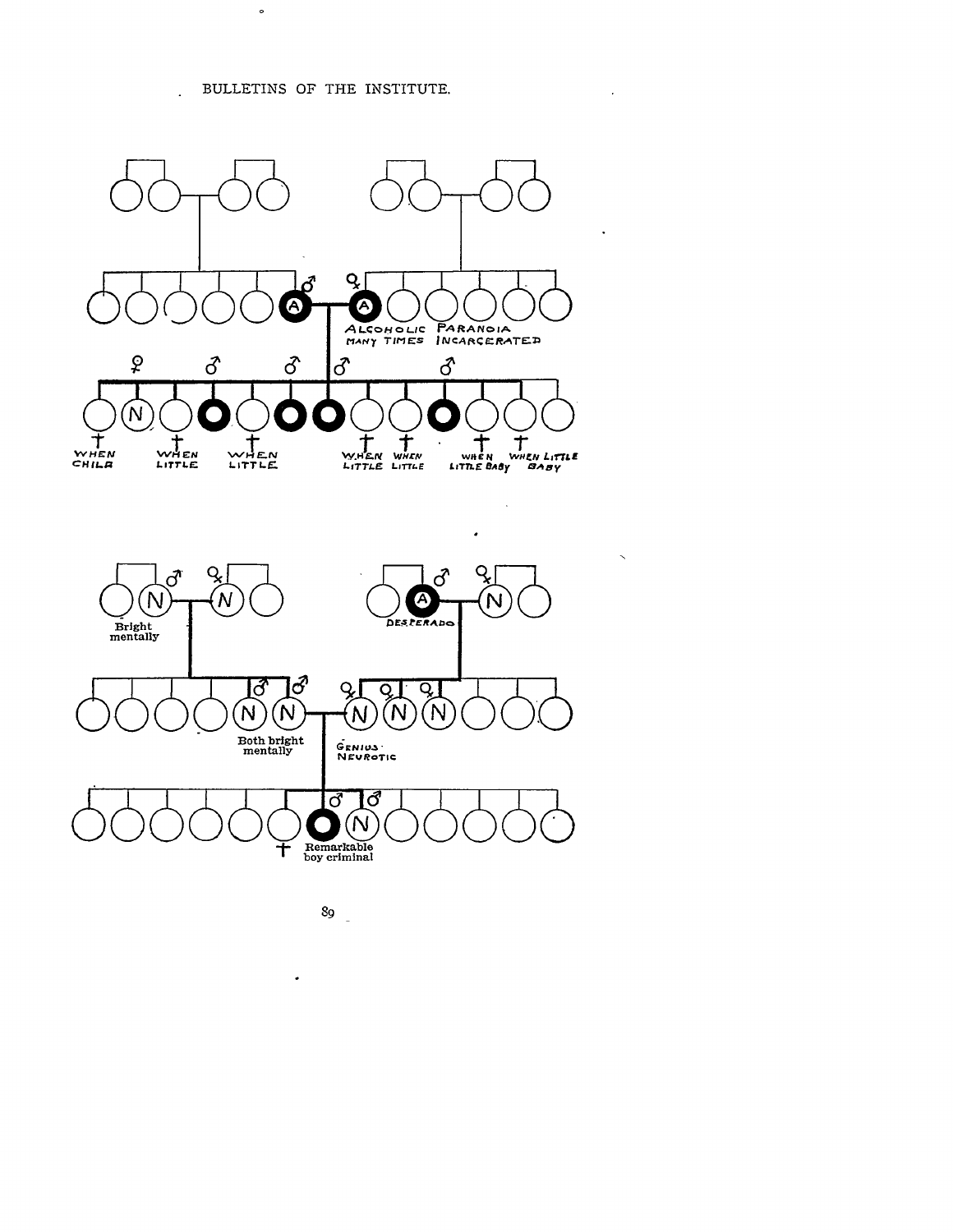ALCOHOLIC PARANOIA
MANY TIMES INCARCERATED

WHEN CHILD

WHEN LITTLE

WHEN LITTLE

WHEN LITTLE

WHEN LITTLE

WHEN LITTLE BABY

WHEN LITTLE BABY

Bright mentally

DESPERADO

Both bright mentally

GENIUS · NEUROTIC

Remarkable boy criminal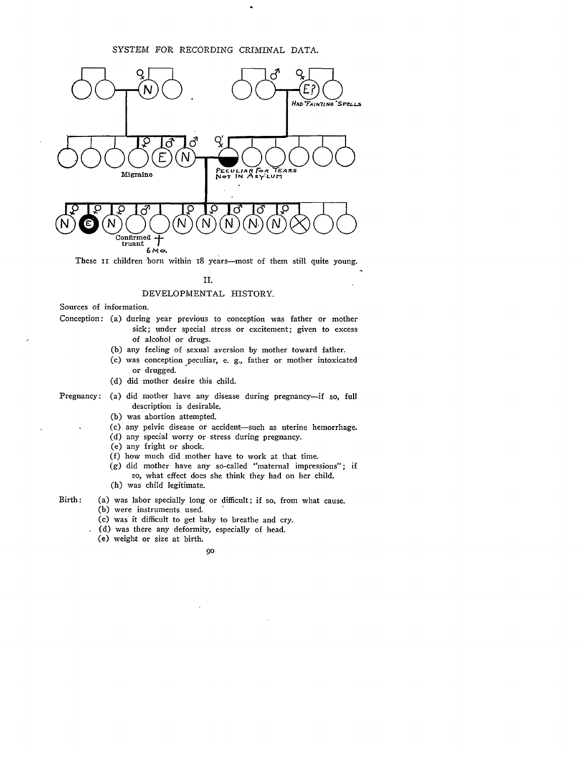These 11 children born within 18 years—most of them still quite young.

## II.

## DEVELOPMENTAL HISTORY.

Sources of information.

Conception: (a) during year previous to conception was father or mother sick; under special stress or excitement; given to excess of alcohol or drugs.

(b) any feeling of sexual aversion by mother toward father.

(c) was conception peculiar, e. g., father or mother intoxicated or drugged.

(d) did mother desire this child.

Pregnancy: (a) did mother have any disease during pregnancy—if so, full description is desirable.

(b) was abortion attempted.

(c) any pelvic disease or accident—such as uterine hemorrhage.

(d) any special worry or stress during pregnancy.

(e) any fright or shock.

(f) how much did mother have to work at that time.

(g) did mother have any so-called "maternal impressions"; if so, what effect does she think they had on her child.

(h) was child legitimate.

Birth: (a) was labor specially long or difficult; if so, from what cause.

(b) were instruments used.

(c) was it difficult to get baby to breathe and cry.

(d) was there any deformity, especially of head.

(e) weight or size at birth.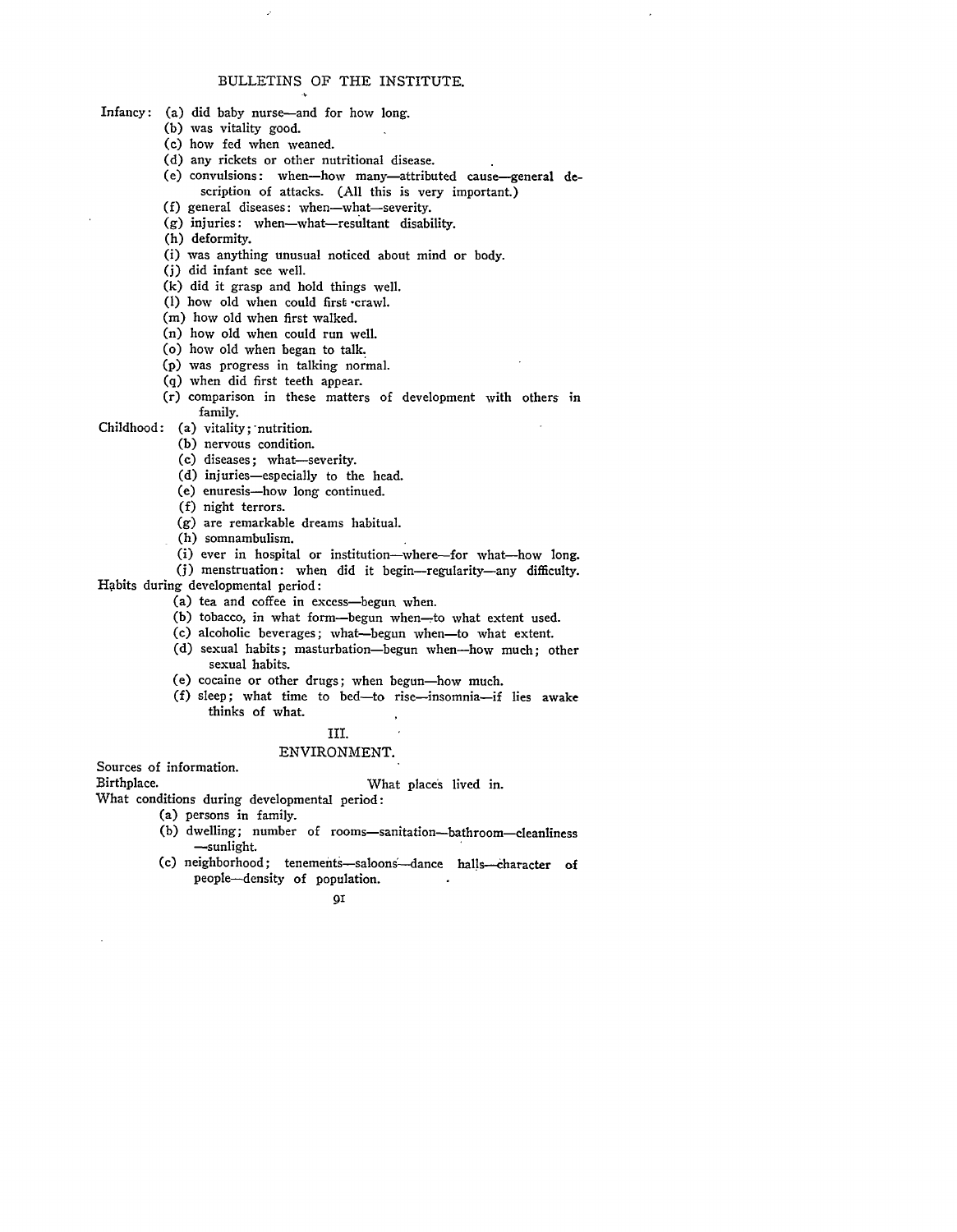Infancy:

- (a) did baby nurse—and for how long.
- (b) was vitality good.
- (c) how fed when weaned.
- (d) any rickets or other nutritional disease.
- (e) convulsions: when—how many—attributed cause—general description of attacks. (All this is very important.)
- (f) general diseases: when—what—severity.
- (g) injuries: when—what—resultant disability.
- (h) deformity.
- (i) was anything unusual noticed about mind or body.
- (j) did infant see well.
- (k) did it grasp and hold things well.
- (l) how old when could first crawl.
- (m) how old when first walked.
- (n) how old when could run well.
- (o) how old when began to talk.
- (p) was progress in talking normal.
- (q) when did first teeth appear.
- (r) comparison in these matters of development with others in family.

Childhood:

- (a) vitality; nutrition.
- (b) nervous condition.
- (c) diseases; what—severity.
- (d) injuries—especially to the head.
- (e) enuresis—how long continued.
- (f) night terrors.
- (g) are remarkable dreams habitual.
- (h) somnambulism.
- (i) ever in hospital or institution—where—for what—how long.
- (j) menstruation: when did it begin—regularity—any difficulty.

Habits during developmental period:

- (a) tea and coffee in excess—begun when.
- (b) tobacco, in what form—begun when—to what extent used.
- (c) alcoholic beverages; what—begun when—to what extent.
- (d) sexual habits; masturbation—begun when—how much; other sexual habits.
- (e) cocaine or other drugs; when begun—how much.
- (f) sleep; what time to bed—to rise—insomnia—if lies awake thinks of what.

## III.

## ENVIRONMENT.

Sources of information.

Birthplace. What places lived in.

What conditions during developmental period:

- (a) persons in family.
- (b) dwelling; number of rooms—sanitation—bathroom—cleanliness—sunlight.
- (c) neighborhood; tenements—saloons—dance halls—character of people—density of population.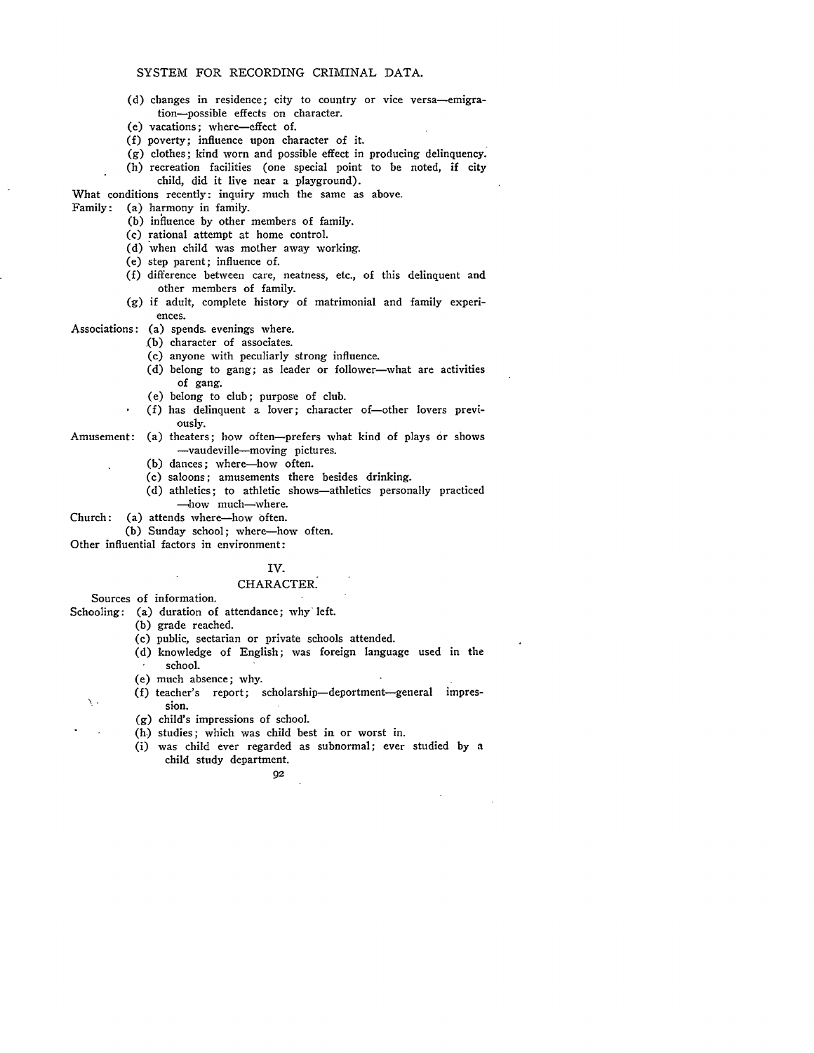(d) changes in residence; city to country or vice versa—emigration—possible effects on character.

(e) vacations; where—effect of.

(f) poverty; influence upon character of it.

(g) clothes; kind worn and possible effect in producing delinquency.

(h) recreation facilities (one special point to be noted, if city child, did it live near a playground).

What conditions recently: inquiry much the same as above.

Family:
(a) harmony in family.
(b) influence by other members of family.
(c) rational attempt at home control.
(d) when child was mother away working.
(e) step parent; influence of.
(f) difference between care, neatness, etc., of this delinquent and other members of family.
(g) if adult, complete history of matrimonial and family experiences.

Associations:
(a) spends evenings where.
(b) character of associates.
(c) anyone with peculiarly strong influence.
(d) belong to gang; as leader or follower—what are activities of gang.
(e) belong to club; purpose of club.
(f) has delinquent a lover; character of—other lovers previously.

Amusement:
(a) theaters; how often—prefers what kind of plays or shows—vaudeville—moving pictures.
(b) dances; where—how often.
(c) saloons; amusements there besides drinking.
(d) athletics; to athletic shows—athletics personally practiced—how much—where.

Church:
(a) attends where—how often.
(b) Sunday school; where—how often.

Other influential factors in environment:

## IV.

## CHARACTER.

Sources of information.

Schooling:
(a) duration of attendance; why left.
(b) grade reached.
(c) public, sectarian or private schools attended.
(d) knowledge of English; was foreign language used in the school.
(e) much absence; why.
(f) teacher's report; scholarship—deportment—general impression.
(g) child's impressions of school.
(h) studies; which was child best in or worst in.
(i) was child ever regarded as subnormal; ever studied by a child study department.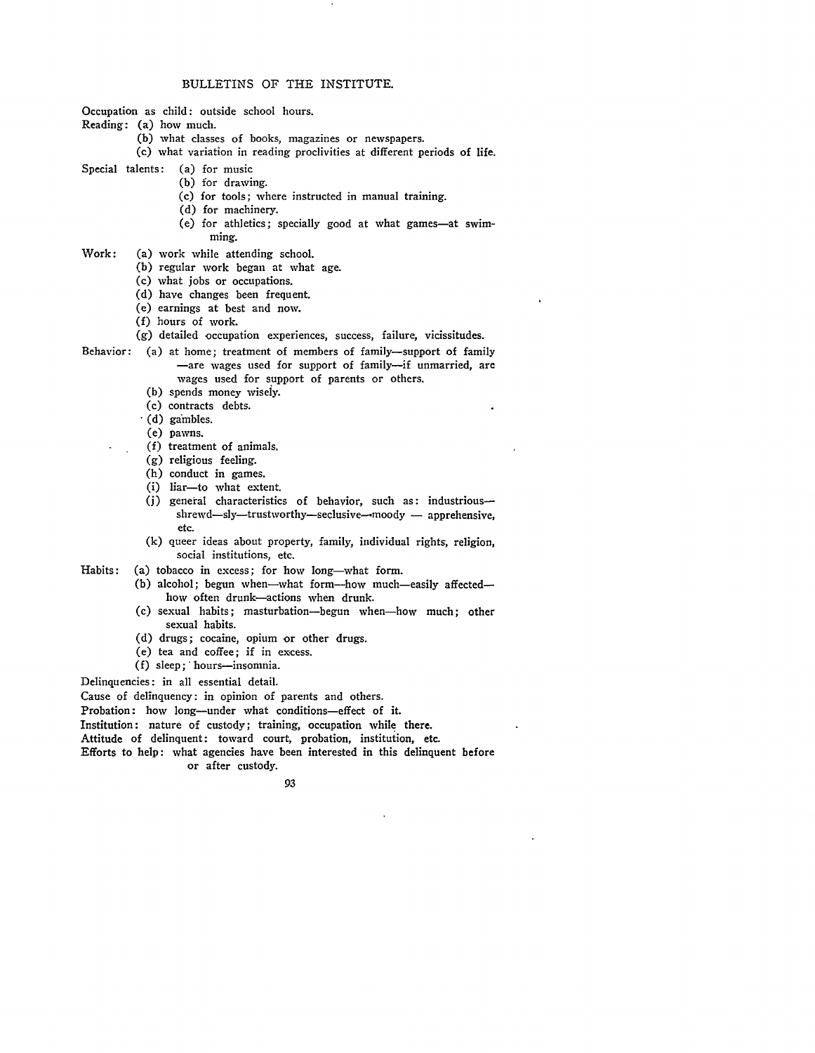Occupation as child: outside school hours.

Reading: (a) how much.
- (b) what classes of books, magazines or newspapers.
- (c) what variation in reading proclivities at different periods of life.

Special talents: (a) for music
- (b) for drawing.
- (c) for tools; where instructed in manual training.
- (d) for machinery.
- (e) for athletics; specially good at what games—at swimming.

Work: (a) work while attending school.
- (b) regular work began at what age.
- (c) what jobs or occupations.
- (d) have changes been frequent.
- (e) earnings at best and now.
- (f) hours of work.
- (g) detailed occupation experiences, success, failure, vicissitudes.

Behavior: (a) at home; treatment of members of family—support of family—are wages used for support of family—if unmarried, are wages used for support of parents or others.
- (b) spends money wisely.
- (c) contracts debts.
- (d) gambles.
- (e) pawns.
- (f) treatment of animals.
- (g) religious feeling.
- (h) conduct in games.
- (i) liar—to what extent.
- (j) general characteristics of behavior, such as: industrious—shrewd—sly—trustworthy—seclusive—moody — apprehensive, etc.
- (k) queer ideas about property, family, individual rights, religion, social institutions, etc.

Habits: (a) tobacco in excess; for how long—what form.
- (b) alcohol; begun when—what form—how much—easily affected—how often drunk—actions when drunk.
- (c) sexual habits; masturbation—begun when—how much; other sexual habits.
- (d) drugs; cocaine, opium or other drugs.
- (e) tea and coffee; if in excess.
- (f) sleep; hours—insomnia.

Delinquencies: in all essential detail.

Cause of delinquency: in opinion of parents and others.

Probation: how long—under what conditions—effect of it.

Institution: nature of custody; training, occupation while there.

Attitude of delinquent: toward court, probation, institution, etc.

Efforts to help: what agencies have been interested in this delinquent before or after custody.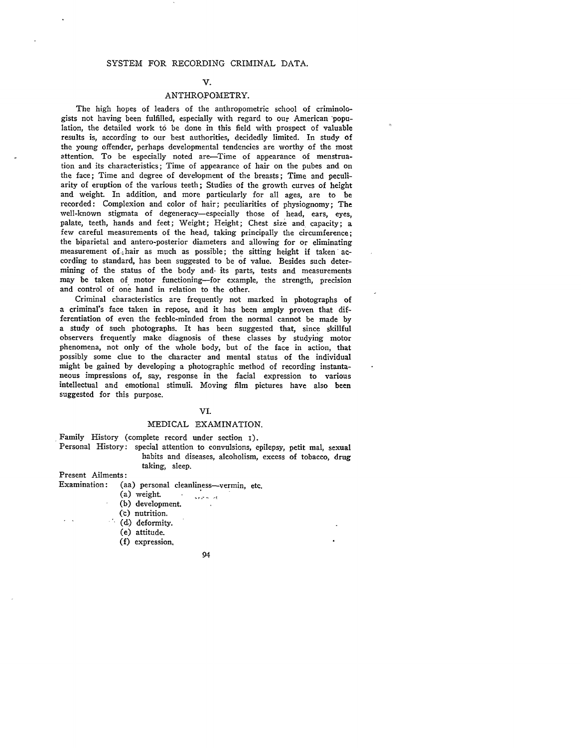## V.

## ANTHROPOMETRY.

The high hopes of leaders of the anthropometric school of criminologists not having been fulfilled, especially with regard to our American population, the detailed work to be done in this field with prospect of valuable results is, according to our best authorities, decidedly limited. In study of the young offender, perhaps developmental tendencies are worthy of the most attention. To be especially noted are—Time of appearance of menstruation and its characteristics; Time of appearance of hair on the pubes and on the face; Time and degree of development of the breasts; Time and peculiarity of eruption of the various teeth; Studies of the growth curves of height and weight. In addition, and more particularly for all ages, are to be recorded: Complexion and color of hair; peculiarities of physiognomy; The well-known stigmata of degeneracy—especially those of head, ears, eyes, palate, teeth, hands and feet; Weight; Height; Chest size and capacity; a few careful measurements of the head, taking principally the circumference; the biparietal and antero-posterior diameters and allowing for or eliminating measurement of hair as much as possible; the sitting height if taken according to standard, has been suggested to be of value. Besides such determining of the status of the body and its parts, tests and measurements may be taken of motor functioning—for example, the strength, precision and control of one hand in relation to the other.

Criminal characteristics are frequently not marked in photographs of a criminal's face taken in repose, and it has been amply proven that differentiation of even the feeble-minded from the normal cannot be made by a study of such photographs. It has been suggested that, since skillful observers frequently make diagnosis of these classes by studying motor phenomena, not only of the whole body, but of the face in action, that possibly some clue to the character and mental status of the individual might be gained by developing a photographic method of recording instantaneous impressions of, say, response in the facial expression to various intellectual and emotional stimuli. Moving film pictures have also been suggested for this purpose.

## VI.

## MEDICAL EXAMINATION.

Family History (complete record under section 1).

Personal History: special attention to convulsions, epilepsy, petit mal, sexual habits and diseases, alcoholism, excess of tobacco, drug taking, sleep.

Present Ailments:

Examination:
- (aa) personal cleanliness—vermin, etc.
- (a) weight.
- (b) development.
- (c) nutrition.
- (d) deformity.
- (e) attitude.
- (f) expression.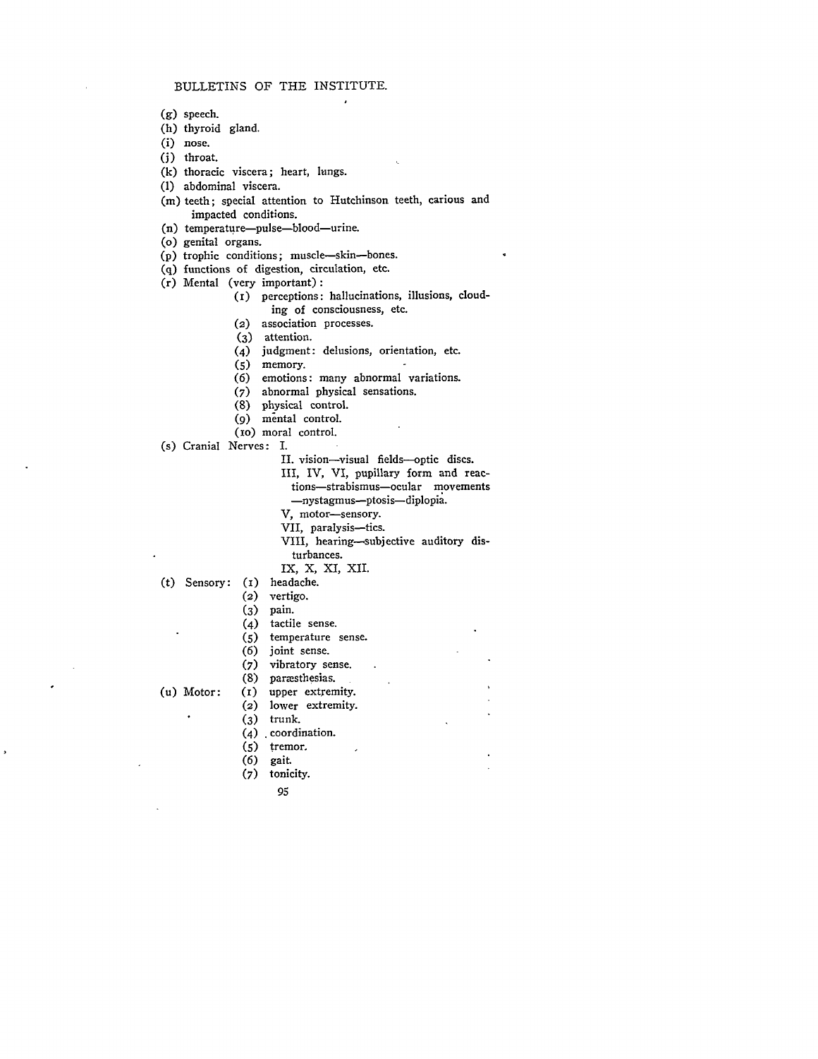- (g) speech.
- (h) thyroid gland.
- (i) nose.
- (j) throat.
- (k) thoracic viscera; heart, lungs.
- (l) abdominal viscera.
- (m) teeth; special attention to Hutchinson teeth, carious and impacted conditions.
- (n) temperature—pulse—blood—urine.
- (o) genital organs.
- (p) trophic conditions; muscle—skin—bones.
- (q) functions of digestion, circulation, etc.
- (r) Mental (very important):
  - (1) perceptions: hallucinations, illusions, clouding of consciousness, etc.
  - (2) association processes.
  - (3) attention.
  - (4) judgment: delusions, orientation, etc.
  - (5) memory.
  - (6) emotions: many abnormal variations.
  - (7) abnormal physical sensations.
  - (8) physical control.
  - (9) mental control.
  - (10) moral control.
- (s) Cranial Nerves: I.
  - II. vision—visual fields—optic discs.
  - III, IV, VI, pupillary form and reactions—strabismus—ocular movements—nystagmus—ptosis—diplopia.
  - V, motor—sensory.
  - VII, paralysis—tics.
  - VIII, hearing—subjective auditory disturbances.
  - IX, X, XI, XII.
- (t) Sensory:
  - (1) headache.
  - (2) vertigo.
  - (3) pain.
  - (4) tactile sense.
  - (5) temperature sense.
  - (6) joint sense.
  - (7) vibratory sense.
  - (8) paræsthesias.
- (u) Motor:
  - (1) upper extremity.
  - (2) lower extremity.
  - (3) trunk.
  - (4) coordination.
  - (5) tremor.
  - (6) gait.
  - (7) tonicity.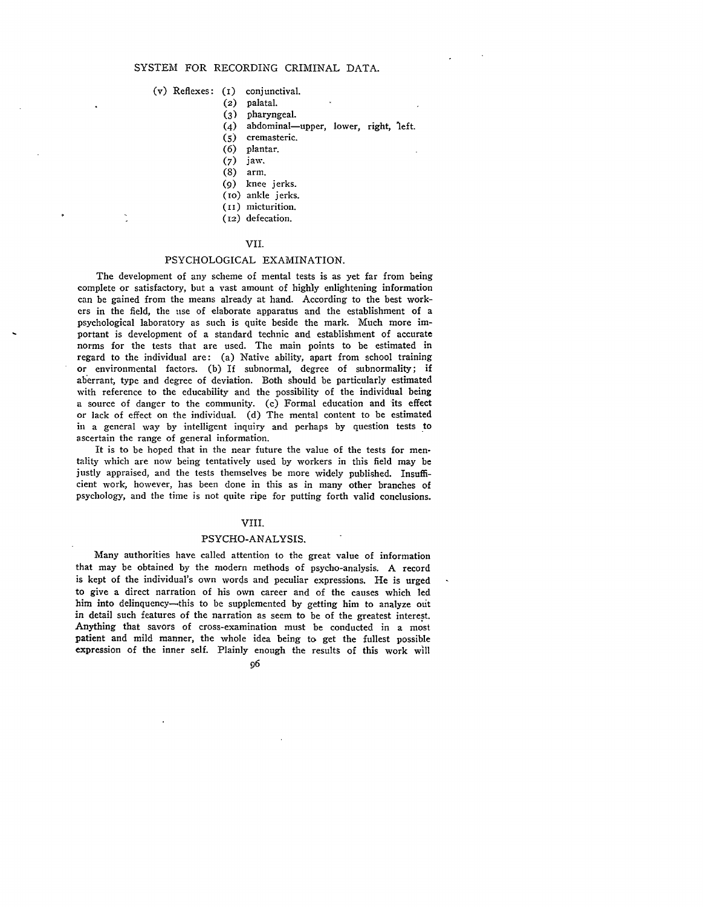(v) Reflexes:

(1) conjunctival.
(2) palatal.
(3) pharyngeal.
(4) abdominal—upper, lower, right, left.
(5) cremasteric.
(6) plantar.
(7) jaw.
(8) arm.
(9) knee jerks.
(10) ankle jerks.
(11) micturition.
(12) defecation.

## VII.

## PSYCHOLOGICAL EXAMINATION.

The development of any scheme of mental tests is as yet far from being complete or satisfactory, but a vast amount of highly enlightening information can be gained from the means already at hand. According to the best workers in the field, the use of elaborate apparatus and the establishment of a psychological laboratory as such is quite beside the mark. Much more important is development of a standard technic and establishment of accurate norms for the tests that are used. The main points to be estimated in regard to the individual are: (a) Native ability, apart from school training or environmental factors. (b) If subnormal, degree of subnormality; if aberrant, type and degree of deviation. Both should be particularly estimated with reference to the educability and the possibility of the individual being a source of danger to the community. (c) Formal education and its effect or lack of effect on the individual. (d) The mental content to be estimated in a general way by intelligent inquiry and perhaps by question tests to ascertain the range of general information.

It is to be hoped that in the near future the value of the tests for mentality which are now being tentatively used by workers in this field may be justly appraised, and the tests themselves be more widely published. Insufficient work, however, has been done in this as in many other branches of psychology, and the time is not quite ripe for putting forth valid conclusions.

## VIII.

## PSYCHO-ANALYSIS.

Many authorities have called attention to the great value of information that may be obtained by the modern methods of psycho-analysis. A record is kept of the individual's own words and peculiar expressions. He is urged to give a direct narration of his own career and of the causes which led him into delinquency—this to be supplemented by getting him to analyze out in detail such features of the narration as seem to be of the greatest interest. Anything that savors of cross-examination must be conducted in a most patient and mild manner, the whole idea being to get the fullest possible expression of the inner self. Plainly enough the results of this work will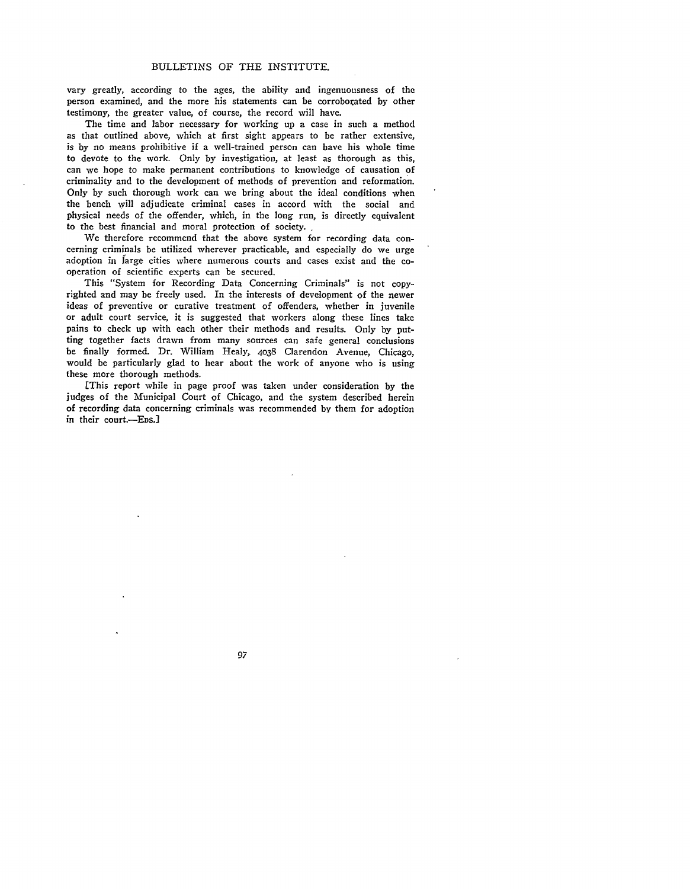vary greatly, according to the ages, the ability and ingenuousness of the person examined, and the more his statements can be corroborated by other testimony, the greater value, of course, the record will have.

The time and labor necessary for working up a case in such a method as that outlined above, which at first sight appears to be rather extensive, is by no means prohibitive if a well-trained person can have his whole time to devote to the work. Only by investigation, at least as thorough as this, can we hope to make permanent contributions to knowledge of causation of criminality and to the development of methods of prevention and reformation. Only by such thorough work can we bring about the ideal conditions when the bench will adjudicate criminal cases in accord with the social and physical needs of the offender, which, in the long run, is directly equivalent to the best financial and moral protection of society.

We therefore recommend that the above system for recording data concerning criminals be utilized wherever practicable, and especially do we urge adoption in large cities where numerous courts and cases exist and the co-operation of scientific experts can be secured.

This "System for Recording Data Concerning Criminals" is not copyrighted and may be freely used. In the interests of development of the newer ideas of preventive or curative treatment of offenders, whether in juvenile or adult court service, it is suggested that workers along these lines take pains to check up with each other their methods and results. Only by putting together facts drawn from many sources can safe general conclusions be finally formed. Dr. William Healy, 4038 Clarendon Avenue, Chicago, would be particularly glad to hear about the work of anyone who is using these more thorough methods.

[This report while in page proof was taken under consideration by the judges of the Municipal Court of Chicago, and the system described herein of recording data concerning criminals was recommended by them for adoption in their court.—EDS.]